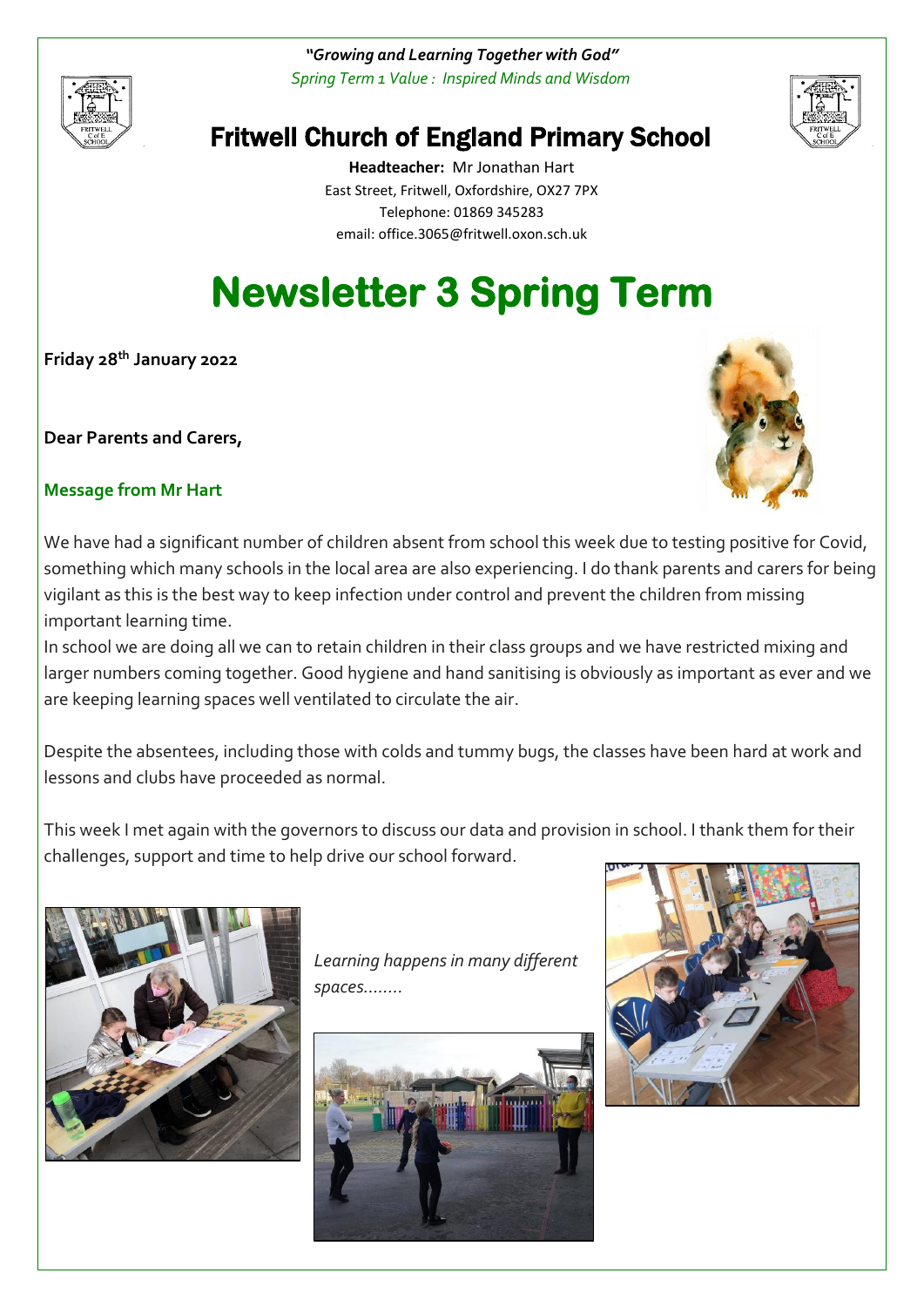*"Growing and Learning Together with God"*

*Spring Term 1 Value : Inspired Minds and Wisdom*

# Fritwell Church of England Primary School

**Headteacher:** Mr Jonathan Hart
East Street, Fritwell, Oxfordshire, OX27 7PX
Telephone: 01869 345283
email: office.3065@fritwell.oxon.sch.uk

# Newsletter 3 Spring Term

**Friday 28th January 2022**

**Dear Parents and Carers,**

## Message from Mr Hart

We have had a significant number of children absent from school this week due to testing positive for Covid, something which many schools in the local area are also experiencing. I do thank parents and carers for being vigilant as this is the best way to keep infection under control and prevent the children from missing important learning time.

In school we are doing all we can to retain children in their class groups and we have restricted mixing and larger numbers coming together. Good hygiene and hand sanitising is obviously as important as ever and we are keeping learning spaces well ventilated to circulate the air.

Despite the absentees, including those with colds and tummy bugs, the classes have been hard at work and lessons and clubs have proceeded as normal.

This week I met again with the governors to discuss our data and provision in school. I thank them for their challenges, support and time to help drive our school forward.

*Learning happens in many different spaces........*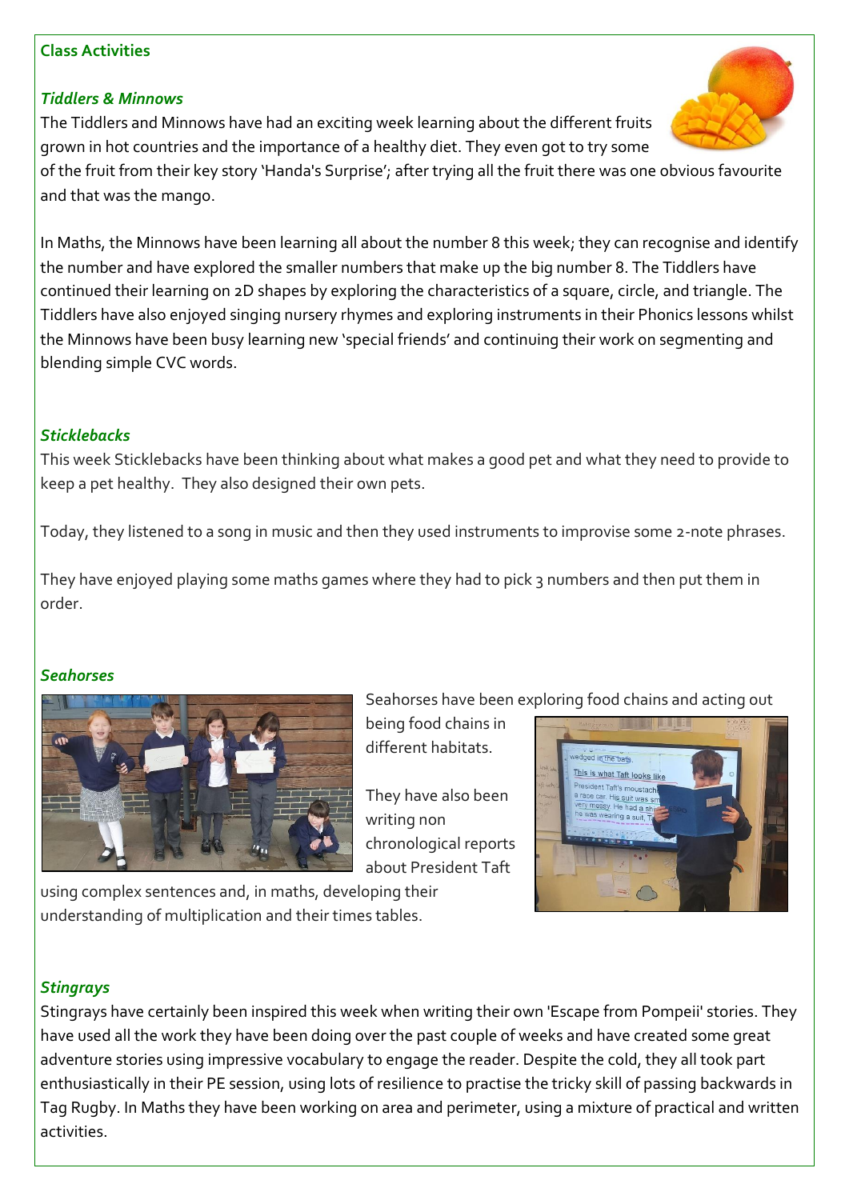## Class Activities

### *Tiddlers & Minnows*

The Tiddlers and Minnows have had an exciting week learning about the different fruits grown in hot countries and the importance of a healthy diet. They even got to try some of the fruit from their key story 'Handa's Surprise'; after trying all the fruit there was one obvious favourite and that was the mango.

In Maths, the Minnows have been learning all about the number 8 this week; they can recognise and identify the number and have explored the smaller numbers that make up the big number 8. The Tiddlers have continued their learning on 2D shapes by exploring the characteristics of a square, circle, and triangle. The Tiddlers have also enjoyed singing nursery rhymes and exploring instruments in their Phonics lessons whilst the Minnows have been busy learning new 'special friends' and continuing their work on segmenting and blending simple CVC words.

### *Sticklebacks*

This week Sticklebacks have been thinking about what makes a good pet and what they need to provide to keep a pet healthy. They also designed their own pets.

Today, they listened to a song in music and then they used instruments to improvise some 2-note phrases.

They have enjoyed playing some maths games where they had to pick 3 numbers and then put them in order.

### *Seahorses*

Seahorses have been exploring food chains and acting out being food chains in different habitats.

They have also been writing non chronological reports about President Taft using complex sentences and, in maths, developing their understanding of multiplication and their times tables.

### *Stingrays*

Stingrays have certainly been inspired this week when writing their own 'Escape from Pompeii' stories. They have used all the work they have been doing over the past couple of weeks and have created some great adventure stories using impressive vocabulary to engage the reader. Despite the cold, they all took part enthusiastically in their PE session, using lots of resilience to practise the tricky skill of passing backwards in Tag Rugby. In Maths they have been working on area and perimeter, using a mixture of practical and written activities.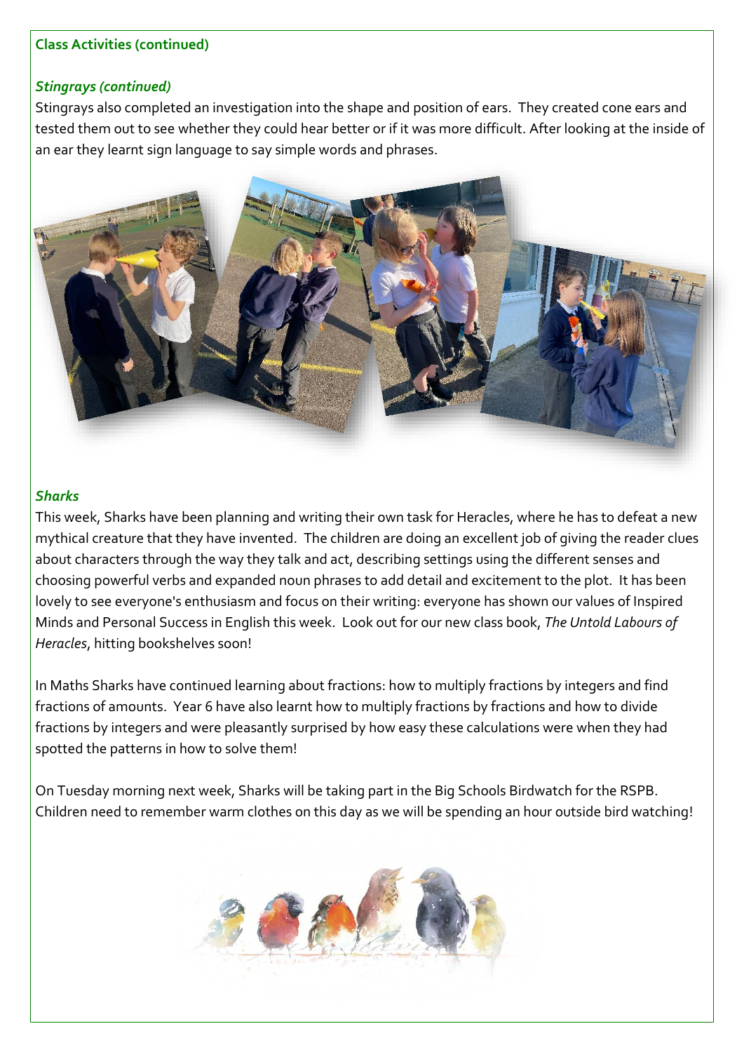**Class Activities (continued)**

***Stingrays (continued)***

Stingrays also completed an investigation into the shape and position of ears. They created cone ears and tested them out to see whether they could hear better or if it was more difficult. After looking at the inside of an ear they learnt sign language to say simple words and phrases.

***Sharks***

This week, Sharks have been planning and writing their own task for Heracles, where he has to defeat a new mythical creature that they have invented. The children are doing an excellent job of giving the reader clues about characters through the way they talk and act, describing settings using the different senses and choosing powerful verbs and expanded noun phrases to add detail and excitement to the plot. It has been lovely to see everyone's enthusiasm and focus on their writing: everyone has shown our values of Inspired Minds and Personal Success in English this week. Look out for our new class book, *The Untold Labours of Heracles*, hitting bookshelves soon!

In Maths Sharks have continued learning about fractions: how to multiply fractions by integers and find fractions of amounts. Year 6 have also learnt how to multiply fractions by fractions and how to divide fractions by integers and were pleasantly surprised by how easy these calculations were when they had spotted the patterns in how to solve them!

On Tuesday morning next week, Sharks will be taking part in the Big Schools Birdwatch for the RSPB. Children need to remember warm clothes on this day as we will be spending an hour outside bird watching!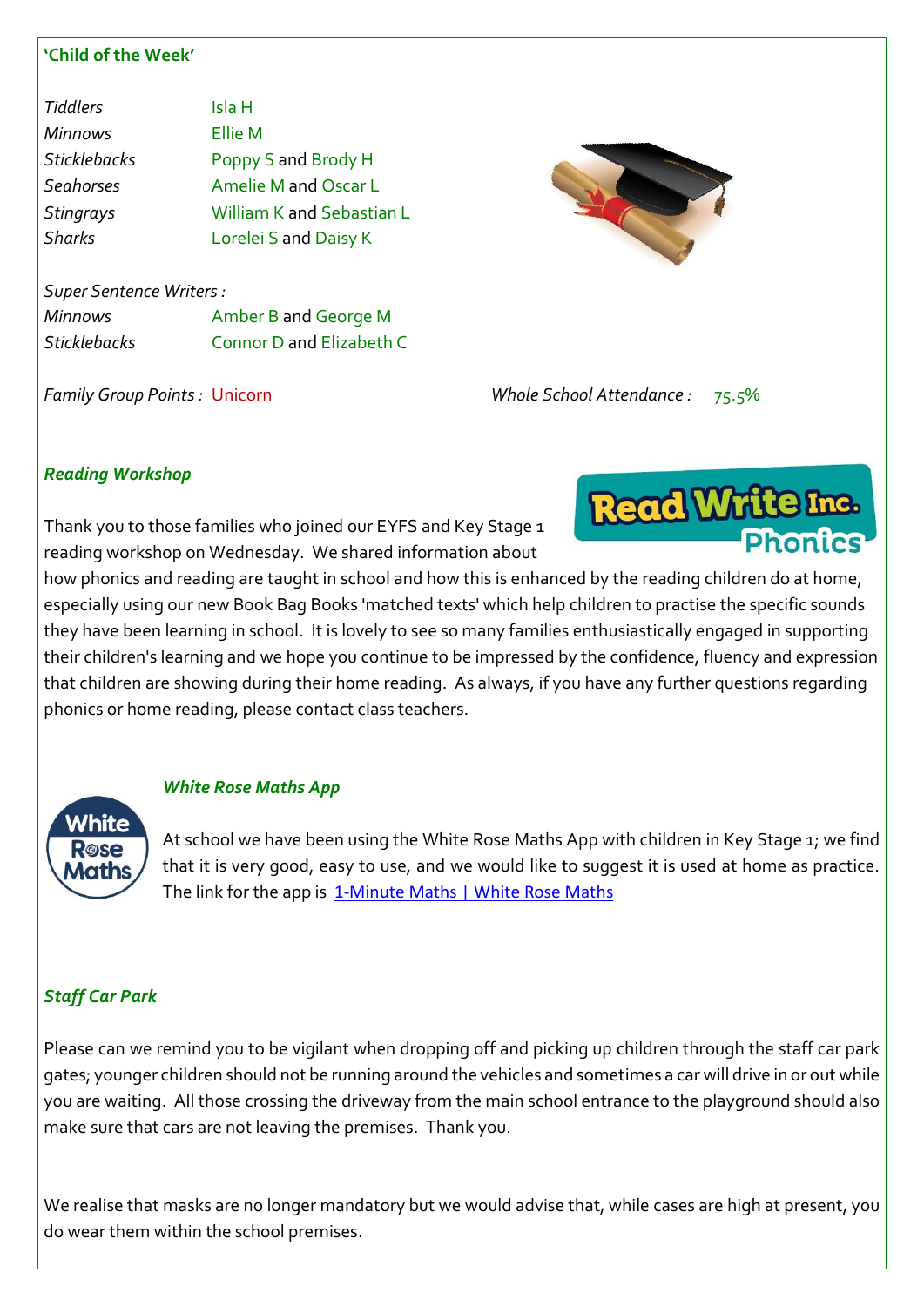**'Child of the Week'**

| | |
|---|---|
| *Tiddlers* | Isla H |
| *Minnows* | Ellie M |
| *Sticklebacks* | Poppy S and Brody H |
| *Seahorses* | Amelie M and Oscar L |
| *Stingrays* | William K and Sebastian L |
| *Sharks* | Lorelei S and Daisy K |

*Super Sentence Writers :*

| | |
|---|---|
| *Minnows* | Amber B and George M |
| *Sticklebacks* | Connor D and Elizabeth C |

*Family Group Points :* Unicorn

*Whole School Attendance :* 75.5%

***Reading Workshop***

Thank you to those families who joined our EYFS and Key Stage 1 reading workshop on Wednesday. We shared information about how phonics and reading are taught in school and how this is enhanced by the reading children do at home, especially using our new Book Bag Books 'matched texts' which help children to practise the specific sounds they have been learning in school. It is lovely to see so many families enthusiastically engaged in supporting their children's learning and we hope you continue to be impressed by the confidence, fluency and expression that children are showing during their home reading. As always, if you have any further questions regarding phonics or home reading, please contact class teachers.

***White Rose Maths App***

At school we have been using the White Rose Maths App with children in Key Stage 1; we find that it is very good, easy to use, and we would like to suggest it is used at home as practice. The link for the app is [1-Minute Maths | White Rose Maths]

***Staff Car Park***

Please can we remind you to be vigilant when dropping off and picking up children through the staff car park gates; younger children should not be running around the vehicles and sometimes a car will drive in or out while you are waiting. All those crossing the driveway from the main school entrance to the playground should also make sure that cars are not leaving the premises. Thank you.

We realise that masks are no longer mandatory but we would advise that, while cases are high at present, you do wear them within the school premises.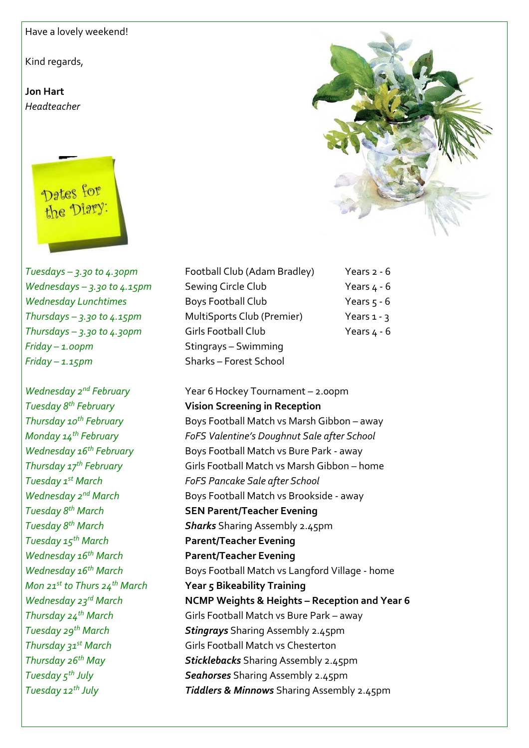Have a lovely weekend!

Kind regards,

**Jon Hart**
*Headteacher*

Dates for the Diary:

| | | |
|---|---|---|
| *Tuesdays – 3.30 to 4.30pm* | Football Club (Adam Bradley) | Years 2 - 6 |
| *Wednesdays – 3.30 to 4.15pm* | Sewing Circle Club | Years 4 - 6 |
| *Wednesday Lunchtimes* | Boys Football Club | Years 5 - 6 |
| *Thursdays – 3.30 to 4.15pm* | MultiSports Club (Premier) | Years 1 - 3 |
| *Thursdays – 3.30 to 4.30pm* | Girls Football Club | Years 4 - 6 |
| *Friday – 1.00pm* | Stingrays – Swimming | |
| *Friday – 1.15pm* | Sharks – Forest School | |

| | |
|---|---|
| *Wednesday 2nd February* | Year 6 Hockey Tournament – 2.00pm |
| *Tuesday 8th February* | **Vision Screening in Reception** |
| *Thursday 10th February* | Boys Football Match vs Marsh Gibbon – away |
| *Monday 14th February* | *FoFS Valentine's Doughnut Sale after School* |
| *Wednesday 16th February* | Boys Football Match vs Bure Park - away |
| *Thursday 17th February* | Girls Football Match vs Marsh Gibbon – home |
| *Tuesday 1st March* | *FoFS Pancake Sale after School* |
| *Wednesday 2nd March* | Boys Football Match vs Brookside - away |
| *Tuesday 8th March* | **SEN Parent/Teacher Evening** |
| *Tuesday 8th March* | ***Sharks*** Sharing Assembly 2.45pm |
| *Tuesday 15th March* | **Parent/Teacher Evening** |
| *Wednesday 16th March* | **Parent/Teacher Evening** |
| *Wednesday 16th March* | Boys Football Match vs Langford Village - home |
| *Mon 21st to Thurs 24th March* | **Year 5 Bikeability Training** |
| *Wednesday 23rd March* | **NCMP Weights & Heights – Reception and Year 6** |
| *Thursday 24th March* | Girls Football Match vs Bure Park – away |
| *Tuesday 29th March* | ***Stingrays*** Sharing Assembly 2.45pm |
| *Thursday 31st March* | Girls Football Match vs Chesterton |
| *Thursday 26th May* | ***Sticklebacks*** Sharing Assembly 2.45pm |
| *Tuesday 5th July* | ***Seahorses*** Sharing Assembly 2.45pm |
| *Tuesday 12th July* | ***Tiddlers & Minnows*** Sharing Assembly 2.45pm |